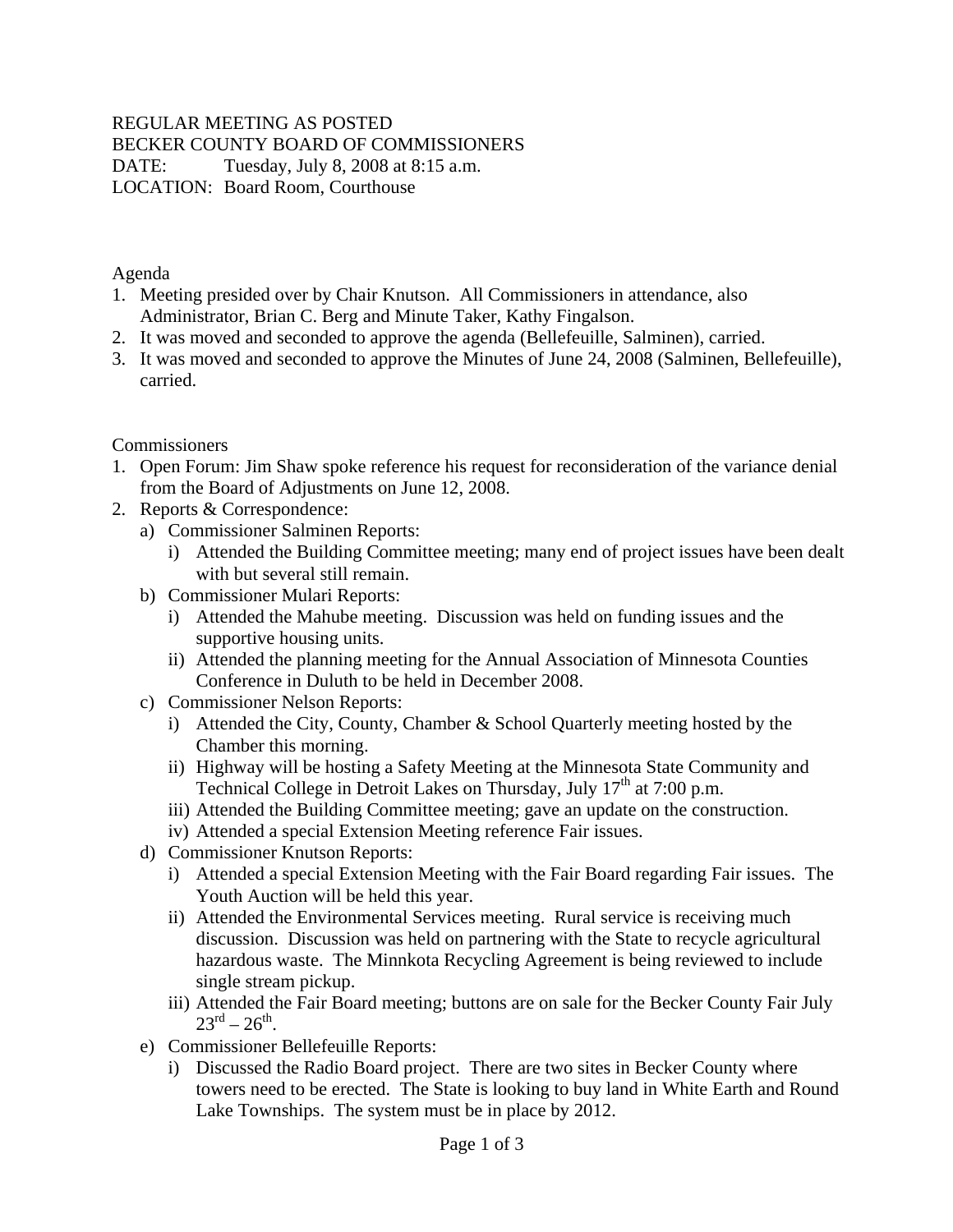REGULAR MEETING AS POSTED
BECKER COUNTY BOARD OF COMMISSIONERS
DATE: Tuesday, July 8, 2008 at 8:15 a.m.
LOCATION: Board Room, Courthouse

Agenda

1. Meeting presided over by Chair Knutson. All Commissioners in attendance, also Administrator, Brian C. Berg and Minute Taker, Kathy Fingalson.
2. It was moved and seconded to approve the agenda (Bellefeuille, Salminen), carried.
3. It was moved and seconded to approve the Minutes of June 24, 2008 (Salminen, Bellefeuille), carried.

Commissioners

1. Open Forum: Jim Shaw spoke reference his request for reconsideration of the variance denial from the Board of Adjustments on June 12, 2008.
2. Reports & Correspondence:
   a) Commissioner Salminen Reports:
      i) Attended the Building Committee meeting; many end of project issues have been dealt with but several still remain.
   b) Commissioner Mulari Reports:
      i) Attended the Mahube meeting. Discussion was held on funding issues and the supportive housing units.
      ii) Attended the planning meeting for the Annual Association of Minnesota Counties Conference in Duluth to be held in December 2008.
   c) Commissioner Nelson Reports:
      i) Attended the City, County, Chamber & School Quarterly meeting hosted by the Chamber this morning.
      ii) Highway will be hosting a Safety Meeting at the Minnesota State Community and Technical College in Detroit Lakes on Thursday, July 17th at 7:00 p.m.
      iii) Attended the Building Committee meeting; gave an update on the construction.
      iv) Attended a special Extension Meeting reference Fair issues.
   d) Commissioner Knutson Reports:
      i) Attended a special Extension Meeting with the Fair Board regarding Fair issues. The Youth Auction will be held this year.
      ii) Attended the Environmental Services meeting. Rural service is receiving much discussion. Discussion was held on partnering with the State to recycle agricultural hazardous waste. The Minnkota Recycling Agreement is being reviewed to include single stream pickup.
      iii) Attended the Fair Board meeting; buttons are on sale for the Becker County Fair July 23rd – 26th.
   e) Commissioner Bellefeuille Reports:
      i) Discussed the Radio Board project. There are two sites in Becker County where towers need to be erected. The State is looking to buy land in White Earth and Round Lake Townships. The system must be in place by 2012.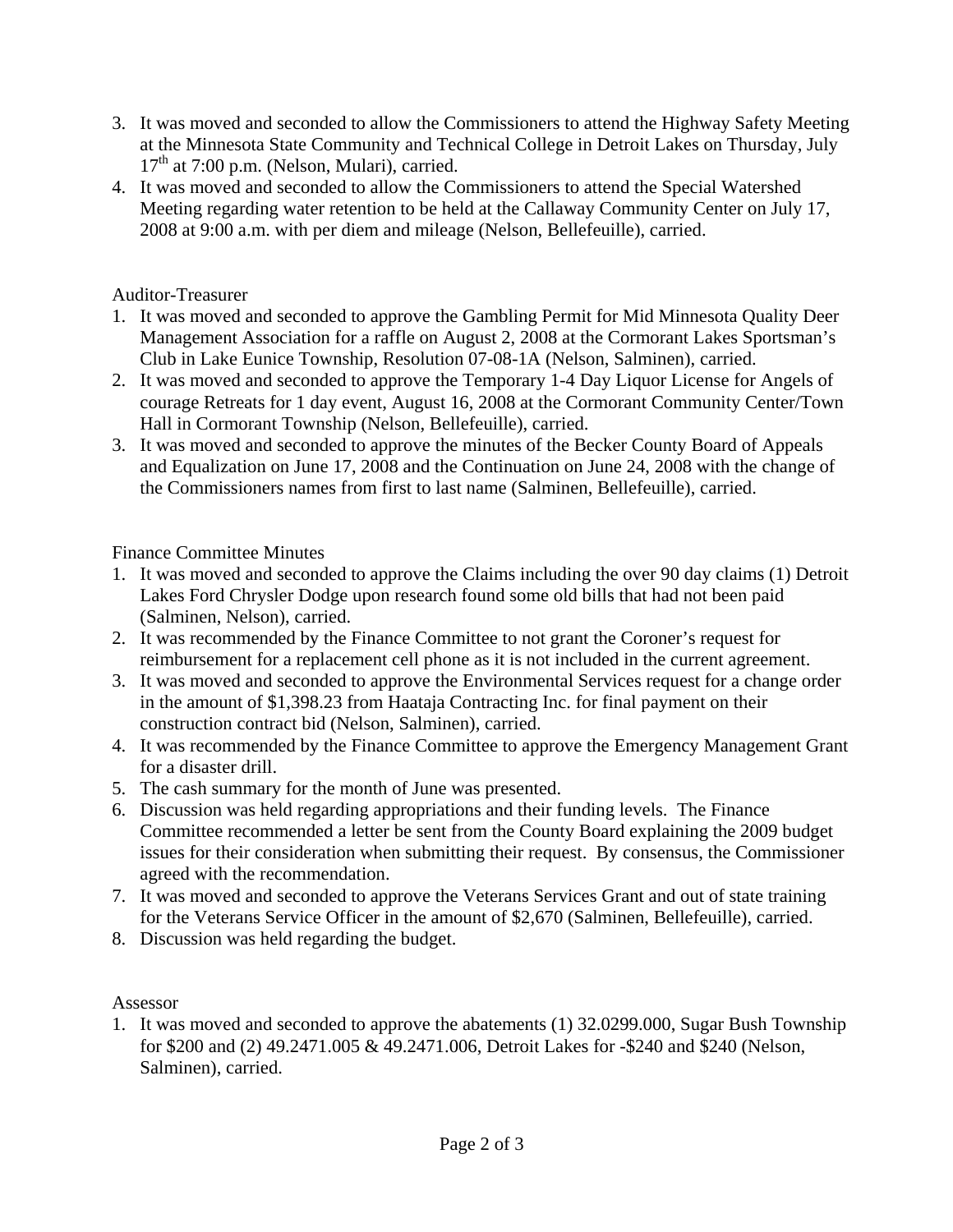3. It was moved and seconded to allow the Commissioners to attend the Highway Safety Meeting at the Minnesota State Community and Technical College in Detroit Lakes on Thursday, July 17th at 7:00 p.m. (Nelson, Mulari), carried.
4. It was moved and seconded to allow the Commissioners to attend the Special Watershed Meeting regarding water retention to be held at the Callaway Community Center on July 17, 2008 at 9:00 a.m. with per diem and mileage (Nelson, Bellefeuille), carried.

Auditor-Treasurer

1. It was moved and seconded to approve the Gambling Permit for Mid Minnesota Quality Deer Management Association for a raffle on August 2, 2008 at the Cormorant Lakes Sportsman's Club in Lake Eunice Township, Resolution 07-08-1A (Nelson, Salminen), carried.
2. It was moved and seconded to approve the Temporary 1-4 Day Liquor License for Angels of courage Retreats for 1 day event, August 16, 2008 at the Cormorant Community Center/Town Hall in Cormorant Township (Nelson, Bellefeuille), carried.
3. It was moved and seconded to approve the minutes of the Becker County Board of Appeals and Equalization on June 17, 2008 and the Continuation on June 24, 2008 with the change of the Commissioners names from first to last name (Salminen, Bellefeuille), carried.

Finance Committee Minutes

1. It was moved and seconded to approve the Claims including the over 90 day claims (1) Detroit Lakes Ford Chrysler Dodge upon research found some old bills that had not been paid (Salminen, Nelson), carried.
2. It was recommended by the Finance Committee to not grant the Coroner's request for reimbursement for a replacement cell phone as it is not included in the current agreement.
3. It was moved and seconded to approve the Environmental Services request for a change order in the amount of $1,398.23 from Haataja Contracting Inc. for final payment on their construction contract bid (Nelson, Salminen), carried.
4. It was recommended by the Finance Committee to approve the Emergency Management Grant for a disaster drill.
5. The cash summary for the month of June was presented.
6. Discussion was held regarding appropriations and their funding levels. The Finance Committee recommended a letter be sent from the County Board explaining the 2009 budget issues for their consideration when submitting their request. By consensus, the Commissioner agreed with the recommendation.
7. It was moved and seconded to approve the Veterans Services Grant and out of state training for the Veterans Service Officer in the amount of $2,670 (Salminen, Bellefeuille), carried.
8. Discussion was held regarding the budget.

Assessor

1. It was moved and seconded to approve the abatements (1) 32.0299.000, Sugar Bush Township for $200 and (2) 49.2471.005 & 49.2471.006, Detroit Lakes for -$240 and $240 (Nelson, Salminen), carried.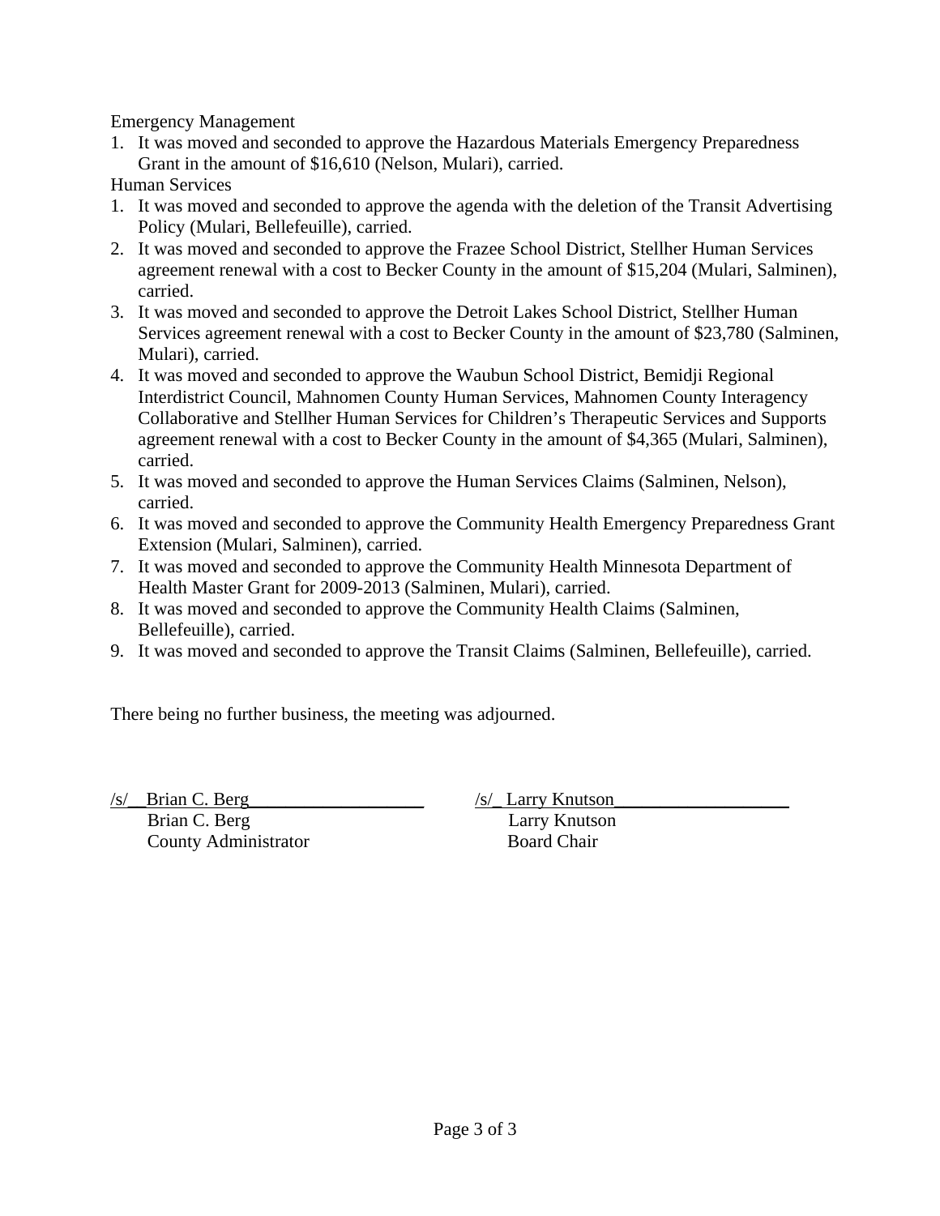Emergency Management

1. It was moved and seconded to approve the Hazardous Materials Emergency Preparedness Grant in the amount of $16,610 (Nelson, Mulari), carried.

Human Services

1. It was moved and seconded to approve the agenda with the deletion of the Transit Advertising Policy (Mulari, Bellefeuille), carried.
2. It was moved and seconded to approve the Frazee School District, Stellher Human Services agreement renewal with a cost to Becker County in the amount of $15,204 (Mulari, Salminen), carried.
3. It was moved and seconded to approve the Detroit Lakes School District, Stellher Human Services agreement renewal with a cost to Becker County in the amount of $23,780 (Salminen, Mulari), carried.
4. It was moved and seconded to approve the Waubun School District, Bemidji Regional Interdistrict Council, Mahnomen County Human Services, Mahnomen County Interagency Collaborative and Stellher Human Services for Children's Therapeutic Services and Supports agreement renewal with a cost to Becker County in the amount of $4,365 (Mulari, Salminen), carried.
5. It was moved and seconded to approve the Human Services Claims (Salminen, Nelson), carried.
6. It was moved and seconded to approve the Community Health Emergency Preparedness Grant Extension (Mulari, Salminen), carried.
7. It was moved and seconded to approve the Community Health Minnesota Department of Health Master Grant for 2009-2013 (Salminen, Mulari), carried.
8. It was moved and seconded to approve the Community Health Claims (Salminen, Bellefeuille), carried.
9. It was moved and seconded to approve the Transit Claims (Salminen, Bellefeuille), carried.

There being no further business, the meeting was adjourned.

/s/__Brian C. Berg____________________
Brian C. Berg
County Administrator

/s/_ Larry Knutson____________________
Larry Knutson
Board Chair